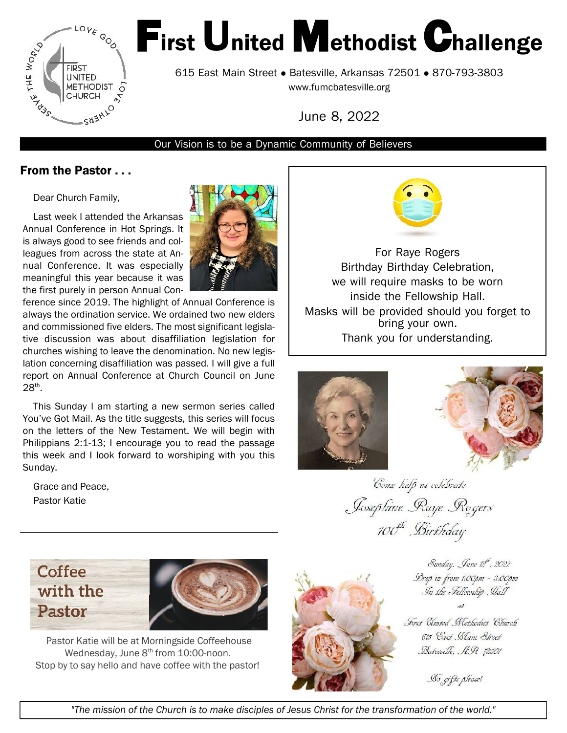# First United Methodist Challenge

615 East Main Street • Batesville, Arkansas 72501 • 870-793-3803
www.fumcbatesville.org

June 8, 2022

Our Vision is to be a Dynamic Community of Believers

## From the Pastor . . .

Dear Church Family,

Last week I attended the Arkansas Annual Conference in Hot Springs. It is always good to see friends and colleagues from across the state at Annual Conference. It was especially meaningful this year because it was the first purely in person Annual Conference since 2019. The highlight of Annual Conference is always the ordination service. We ordained two new elders and commissioned five elders. The most significant legislative discussion was about disaffiliation legislation for churches wishing to leave the denomination. No new legislation concerning disaffiliation was passed. I will give a full report on Annual Conference at Church Council on June 28th.

This Sunday I am starting a new sermon series called You've Got Mail. As the title suggests, this series will focus on the letters of the New Testament. We will begin with Philippians 2:1-13; I encourage you to read the passage this week and I look forward to worshiping with you this Sunday.

Grace and Peace,
Pastor Katie

For Raye Rogers
Birthday Birthday Celebration,
we will require masks to be worn
inside the Fellowship Hall.
Masks will be provided should you forget to bring your own.
Thank you for understanding.

## Coffee with the Pastor

Pastor Katie will be at Morningside Coffeehouse
Wednesday, June 8th from 10:00-noon.
Stop by to say hello and have coffee with the pastor!

*Come help us celebrate*
*Josephine Raye Rogers*
*100th Birthday*

*Sunday, June 12th, 2022*
*Drop in from 1:00pm - 3:00pm*
*In the Fellowship Hall*
*at*
*First United Methodist Church*
*615 East Main Street*
*Batesville, AR 72501*

*No gifts please!*

*"The mission of the Church is to make disciples of Jesus Christ for the transformation of the world."*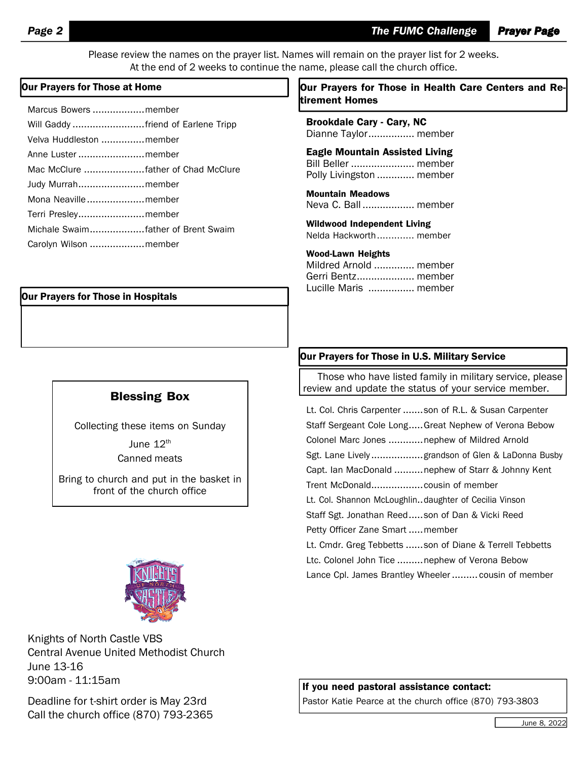Please review the names on the prayer list. Names will remain on the prayer list for 2 weeks. At the end of 2 weeks to continue the name, please call the church office.

## Our Prayers for Those at Home

- Marcus Bowers .................. member
- Will Gaddy ......................... friend of Earlene Tripp
- Velva Huddleston ............... member
- Anne Luster ....................... member
- Mac McClure ..................... father of Chad McClure
- Judy Murrah....................... member
- Mona Neaville.................... member
- Terri Presley....................... member
- Michale Swaim................... father of Brent Swaim
- Carolyn Wilson ................... member

## Our Prayers for Those in Hospitals

## Blessing Box

Collecting these items on Sunday

June 12th

Canned meats

Bring to church and put in the basket in front of the church office

Knights of North Castle VBS
Central Avenue United Methodist Church
June 13-16
9:00am - 11:15am

Deadline for t-shirt order is May 23rd
Call the church office (870) 793-2365

## Our Prayers for Those in Health Care Centers and Retirement Homes

**Brookdale Cary - Cary, NC**
Dianne Taylor................ member

**Eagle Mountain Assisted Living**
Bill Beller ...................... member
Polly Livingston ............. member

**Mountain Meadows**
Neva C. Ball .................. member

**Wildwood Independent Living**
Nelda Hackworth............. member

**Wood-Lawn Heights**
Mildred Arnold .............. member
Gerri Bentz.................... member
Lucille Maris ................ member

## Our Prayers for Those in U.S. Military Service

Those who have listed family in military service, please review and update the status of your service member.

- Lt. Col. Chris Carpenter ....... son of R.L. & Susan Carpenter
- Staff Sergeant Cole Long..... Great Nephew of Verona Bebow
- Colonel Marc Jones ............ nephew of Mildred Arnold
- Sgt. Lane Lively .................. grandson of Glen & LaDonna Busby
- Capt. Ian MacDonald .......... nephew of Starr & Johnny Kent
- Trent McDonald.................. cousin of member
- Lt. Col. Shannon McLoughlin.. daughter of Cecilia Vinson
- Staff Sgt. Jonathan Reed..... son of Dan & Vicki Reed
- Petty Officer Zane Smart ..... member
- Lt. Cmdr. Greg Tebbetts ...... son of Diane & Terrell Tebbetts
- Ltc. Colonel John Tice ......... nephew of Verona Bebow
- Lance Cpl. James Brantley Wheeler ......... cousin of member

**If you need pastoral assistance contact:**
Pastor Katie Pearce at the church office (870) 793-3803

June 8, 2022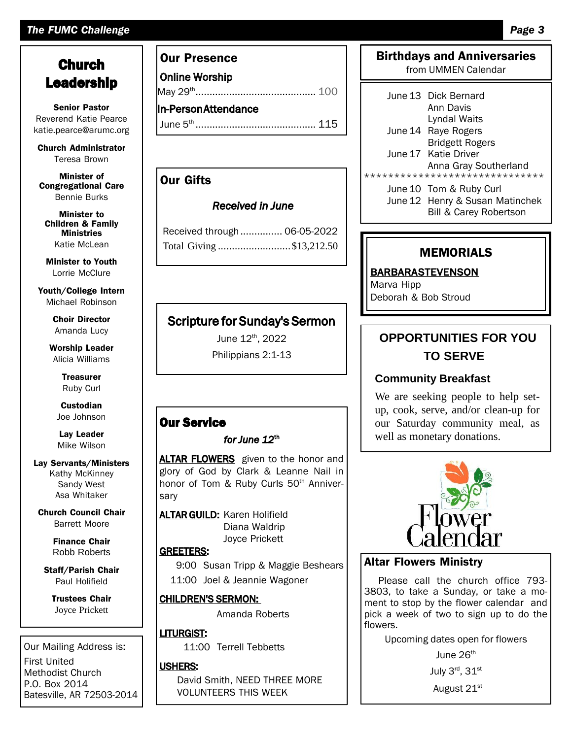## Church Leadership

**Senior Pastor**
Reverend Katie Pearce
katie.pearce@arumc.org

**Church Administrator**
Teresa Brown

**Minister of Congregational Care**
Bennie Burks

**Minister to Children & Family Ministries**
Katie McLean

**Minister to Youth**
Lorrie McClure

**Youth/College Intern**
Michael Robinson

**Choir Director**
Amanda Lucy

**Worship Leader**
Alicia Williams

**Treasurer**
Ruby Curl

**Custodian**
Joe Johnson

**Lay Leader**
Mike Wilson

**Lay Servants/Ministers**
Kathy McKinney
Sandy West
Asa Whitaker

**Church Council Chair**
Barrett Moore

**Finance Chair**
Robb Roberts

**Staff/Parish Chair**
Paul Holifield

**Trustees Chair**
Joyce Prickett

Our Mailing Address is:
First United Methodist Church
P.O. Box 2014
Batesville, AR 72503-2014

## Our Presence

**Online Worship**
May 29th .......................................... 100

**In-Person Attendance**
June 5th .......................................... 115

## Our Gifts

***Received in June***

Received through ............... 06-05-2022
Total Giving .......................... $13,212.50

## Scripture for Sunday's Sermon

June 12th, 2022
Philippians 2:1-13

## Our Service

***for June 12th***

**ALTAR FLOWERS** given to the honor and glory of God by Clark & Leanne Nail in honor of Tom & Ruby Curls 50th Anniversary

**ALTAR GUILD:** Karen Holifield
Diana Waldrip
Joyce Prickett

**GREETERS:**
9:00 Susan Tripp & Maggie Beshears
11:00 Joel & Jeannie Wagoner

**CHILDREN'S SERMON:**
Amanda Roberts

**LITURGIST:**
11:00 Terrell Tebbetts

**USHERS:**
David Smith, NEED THREE MORE VOLUNTEERS THIS WEEK

## Birthdays and Anniversaries
from UMMEN Calendar

June 13 Dick Bernard
Ann Davis
Lyndal Waits
June 14 Raye Rogers
Bridgett Rogers
June 17 Katie Driver
Anna Gray Southerland

******************************

June 10 Tom & Ruby Curl
June 12 Henry & Susan Matinchek
Bill & Carey Robertson

## MEMORIALS

**BARBARASTEVENSON**
Marva Hipp
Deborah & Bob Stroud

## OPPORTUNITIES FOR YOU TO SERVE

### Community Breakfast

We are seeking people to help set-up, cook, serve, and/or clean-up for our Saturday community meal, as well as monetary donations.

Flower Calendar

## Altar Flowers Ministry

Please call the church office 793-3803, to take a Sunday, or take a moment to stop by the flower calendar and pick a week of two to sign up to do the flowers.

Upcoming dates open for flowers

June 26th

July 3rd, 31st

August 21st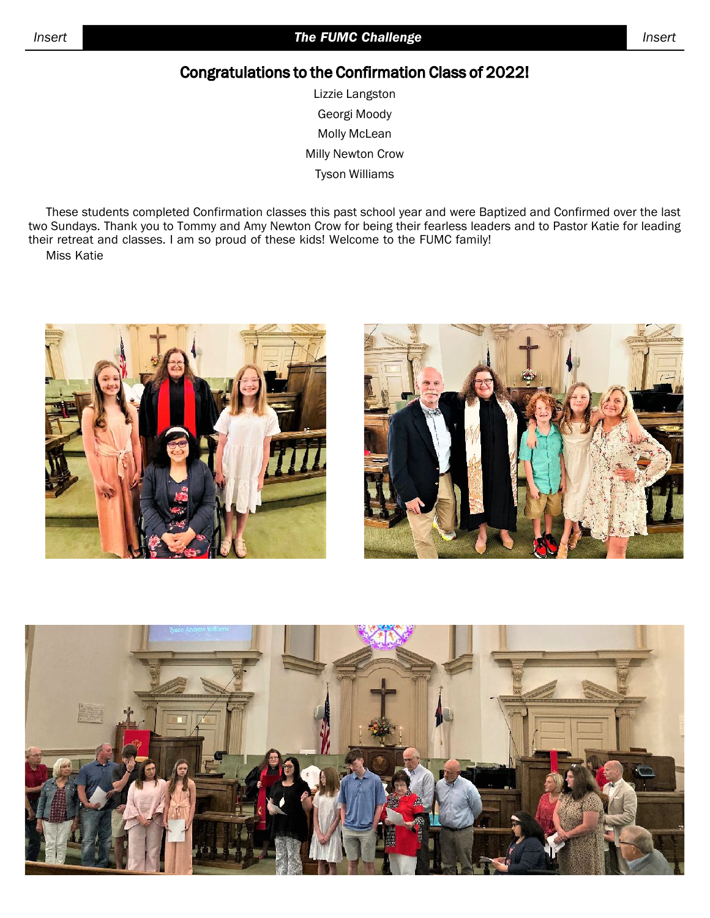# Congratulations to the Confirmation Class of 2022!

Lizzie Langston

Georgi Moody

Molly McLean

Milly Newton Crow

Tyson Williams

These students completed Confirmation classes this past school year and were Baptized and Confirmed over the last two Sundays. Thank you to Tommy and Amy Newton Crow for being their fearless leaders and to Pastor Katie for leading their retreat and classes. I am so proud of these kids! Welcome to the FUMC family!

Miss Katie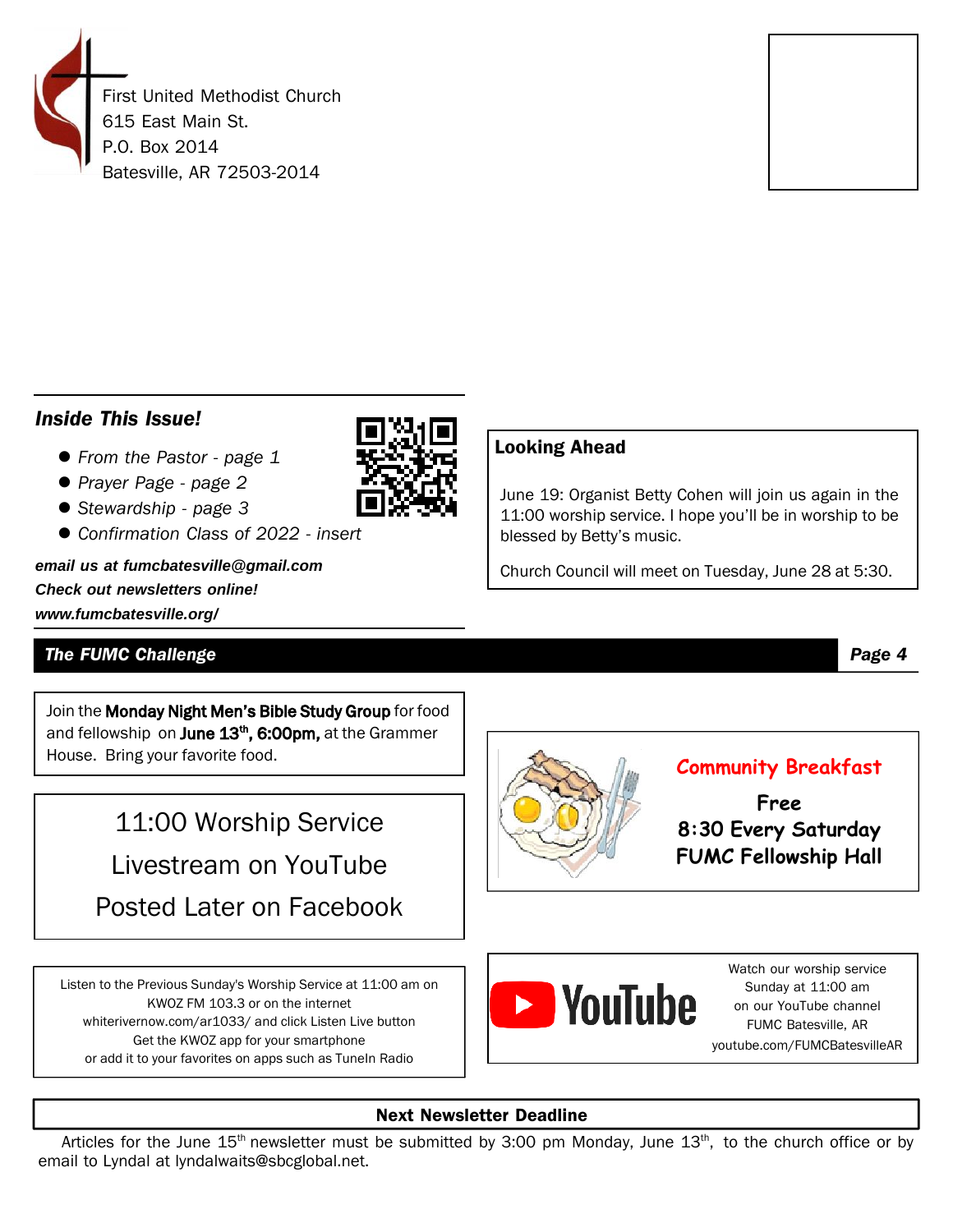First United Methodist Church
615 East Main St.
P.O. Box 2014
Batesville, AR 72503-2014

## *Inside This Issue!*

- *From the Pastor - page 1*
- *Prayer Page - page 2*
- *Stewardship - page 3*
- *Confirmation Class of 2022 - insert*

***email us at fumcbatesville@gmail.com***
***Check out newsletters online!***
***www.fumcbatesville.org/***

## Looking Ahead

June 19: Organist Betty Cohen will join us again in the 11:00 worship service. I hope you'll be in worship to be blessed by Betty's music.

Church Council will meet on Tuesday, June 28 at 5:30.

## *The FUMC Challenge*

Join the **Monday Night Men's Bible Study Group** for food and fellowship on **June 13th, 6:00pm,** at the Grammer House. Bring your favorite food.

11:00 Worship Service
Livestream on YouTube
Posted Later on Facebook

**Community Breakfast**
**Free**
**8:30 Every Saturday**
**FUMC Fellowship Hall**

Listen to the Previous Sunday's Worship Service at 11:00 am on KWOZ FM 103.3 or on the internet whiterivernow.com/ar1033/ and click Listen Live button
Get the KWOZ app for your smartphone
or add it to your favorites on apps such as TuneIn Radio

YouTube

Watch our worship service Sunday at 11:00 am on our YouTube channel FUMC Batesville, AR
youtube.com/FUMCBatesvilleAR

## Next Newsletter Deadline

Articles for the June 15th newsletter must be submitted by 3:00 pm Monday, June 13th, to the church office or by email to Lyndal at lyndalwaits@sbcglobal.net.